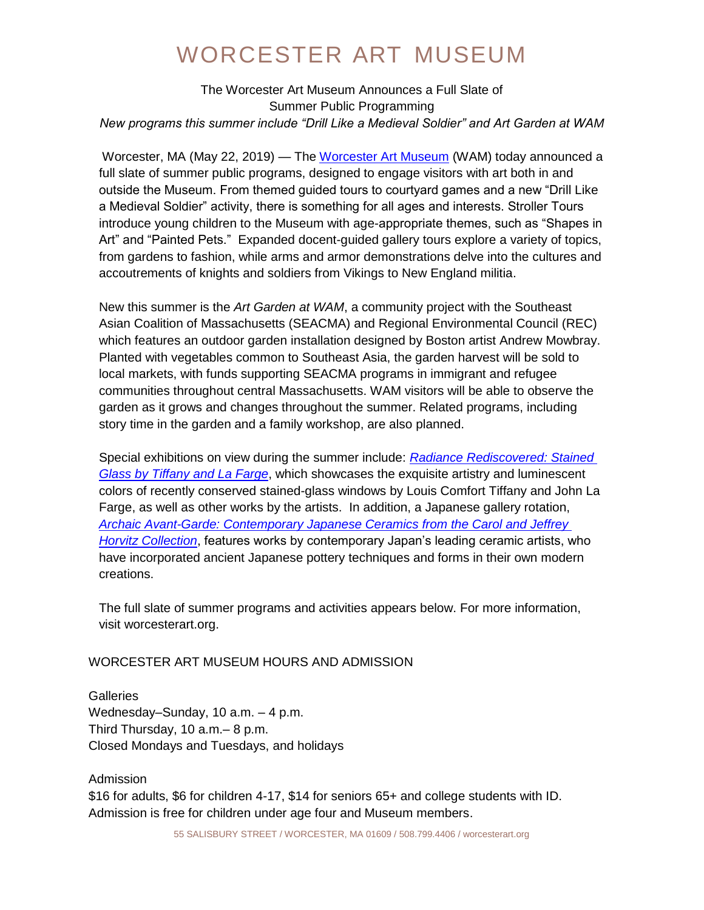# WORCESTER ART MUSEUM

The Worcester Art Museum Announces a Full Slate of Summer Public Programming

*New programs this summer include "Drill Like a Medieval Soldier" and Art Garden at WAM*

Worcester, MA (May 22, 2019) — The [Worcester Art Museum](https://www.worcesterart.org) (WAM) today announced a full slate of summer public programs, designed to engage visitors with art both in and outside the Museum. From themed guided tours to courtyard games and a new "Drill Like a Medieval Soldier" activity, there is something for all ages and interests. Stroller Tours introduce young children to the Museum with age-appropriate themes, such as "Shapes in Art" and "Painted Pets." Expanded docent-guided gallery tours explore a variety of topics, from gardens to fashion, while arms and armor demonstrations delve into the cultures and accoutrements of knights and soldiers from Vikings to New England militia.

New this summer is the *Art Garden at WAM*, a community project with the Southeast Asian Coalition of Massachusetts (SEACMA) and Regional Environmental Council (REC) which features an outdoor garden installation designed by Boston artist Andrew Mowbray. Planted with vegetables common to Southeast Asia, the garden harvest will be sold to local markets, with funds supporting SEACMA programs in immigrant and refugee communities throughout central Massachusetts. WAM visitors will be able to observe the garden as it grows and changes throughout the summer. Related programs, including story time in the garden and a family workshop, are also planned.

Special exhibitions on view during the summer include: ***Radiance Rediscovered: Stained Glass by Tiffany and La Farge***, which showcases the exquisite artistry and luminescent colors of recently conserved stained-glass windows by Louis Comfort Tiffany and John La Farge, as well as other works by the artists. In addition, a Japanese gallery rotation, ***Archaic Avant-Garde: Contemporary Japanese Ceramics from the Carol and Jeffrey Horvitz Collection***, features works by contemporary Japan's leading ceramic artists, who have incorporated ancient Japanese pottery techniques and forms in their own modern creations.

The full slate of summer programs and activities appears below. For more information, visit worcesterart.org.

## WORCESTER ART MUSEUM HOURS AND ADMISSION

Galleries
Wednesday–Sunday, 10 a.m. – 4 p.m.
Third Thursday, 10 a.m.– 8 p.m.
Closed Mondays and Tuesdays, and holidays

Admission
$16 for adults, $6 for children 4-17, $14 for seniors 65+ and college students with ID. Admission is free for children under age four and Museum members.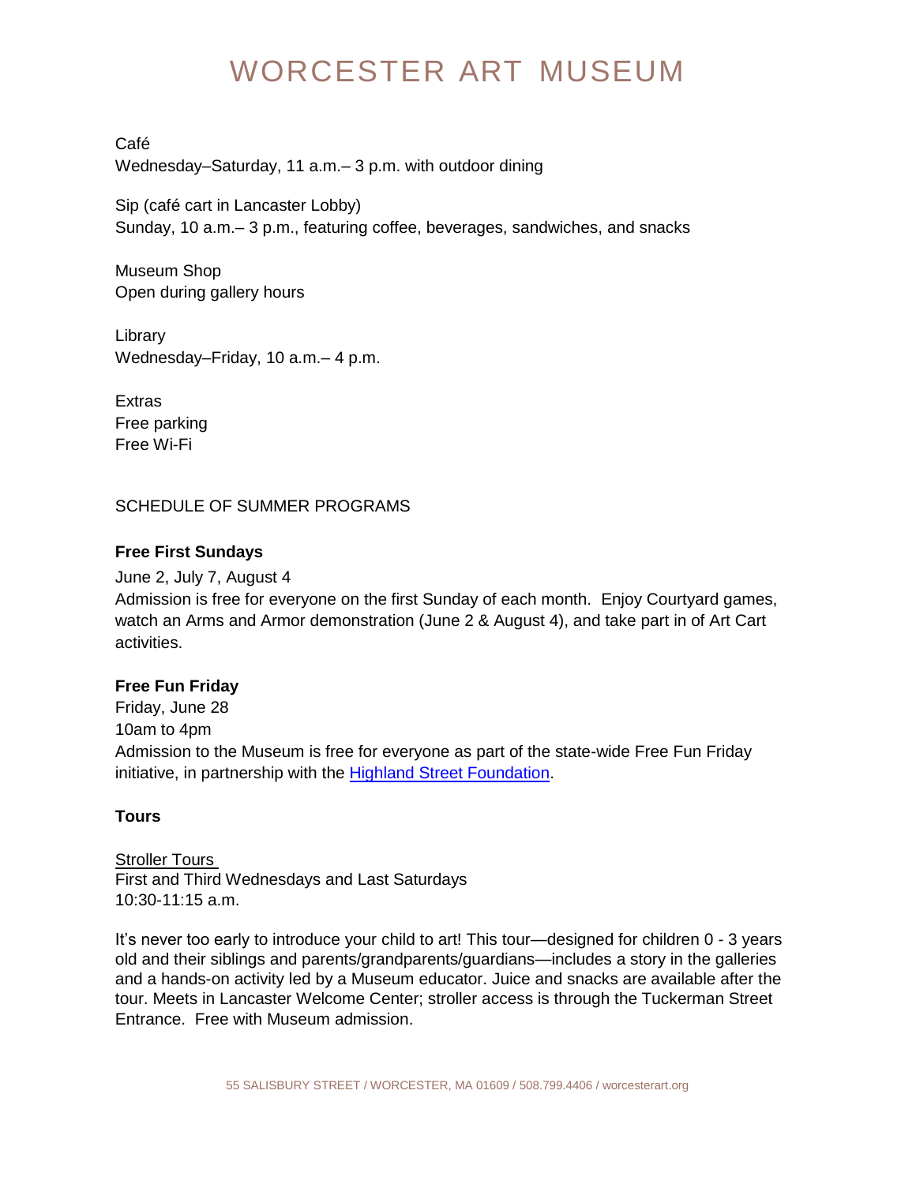# WORCESTER ART MUSEUM

Café
Wednesday–Saturday, 11 a.m.– 3 p.m. with outdoor dining

Sip (café cart in Lancaster Lobby)
Sunday, 10 a.m.– 3 p.m., featuring coffee, beverages, sandwiches, and snacks

Museum Shop
Open during gallery hours

Library
Wednesday–Friday, 10 a.m.– 4 p.m.

Extras
Free parking
Free Wi-Fi

SCHEDULE OF SUMMER PROGRAMS

**Free First Sundays**

June 2, July 7, August 4
Admission is free for everyone on the first Sunday of each month. Enjoy Courtyard games, watch an Arms and Armor demonstration (June 2 & August 4), and take part in of Art Cart activities.

**Free Fun Friday**
Friday, June 28
10am to 4pm
Admission to the Museum is free for everyone as part of the state-wide Free Fun Friday initiative, in partnership with the Highland Street Foundation.

**Tours**

Stroller Tours
First and Third Wednesdays and Last Saturdays
10:30-11:15 a.m.

It's never too early to introduce your child to art! This tour—designed for children 0 - 3 years old and their siblings and parents/grandparents/guardians—includes a story in the galleries and a hands-on activity led by a Museum educator. Juice and snacks are available after the tour. Meets in Lancaster Welcome Center; stroller access is through the Tuckerman Street Entrance. Free with Museum admission.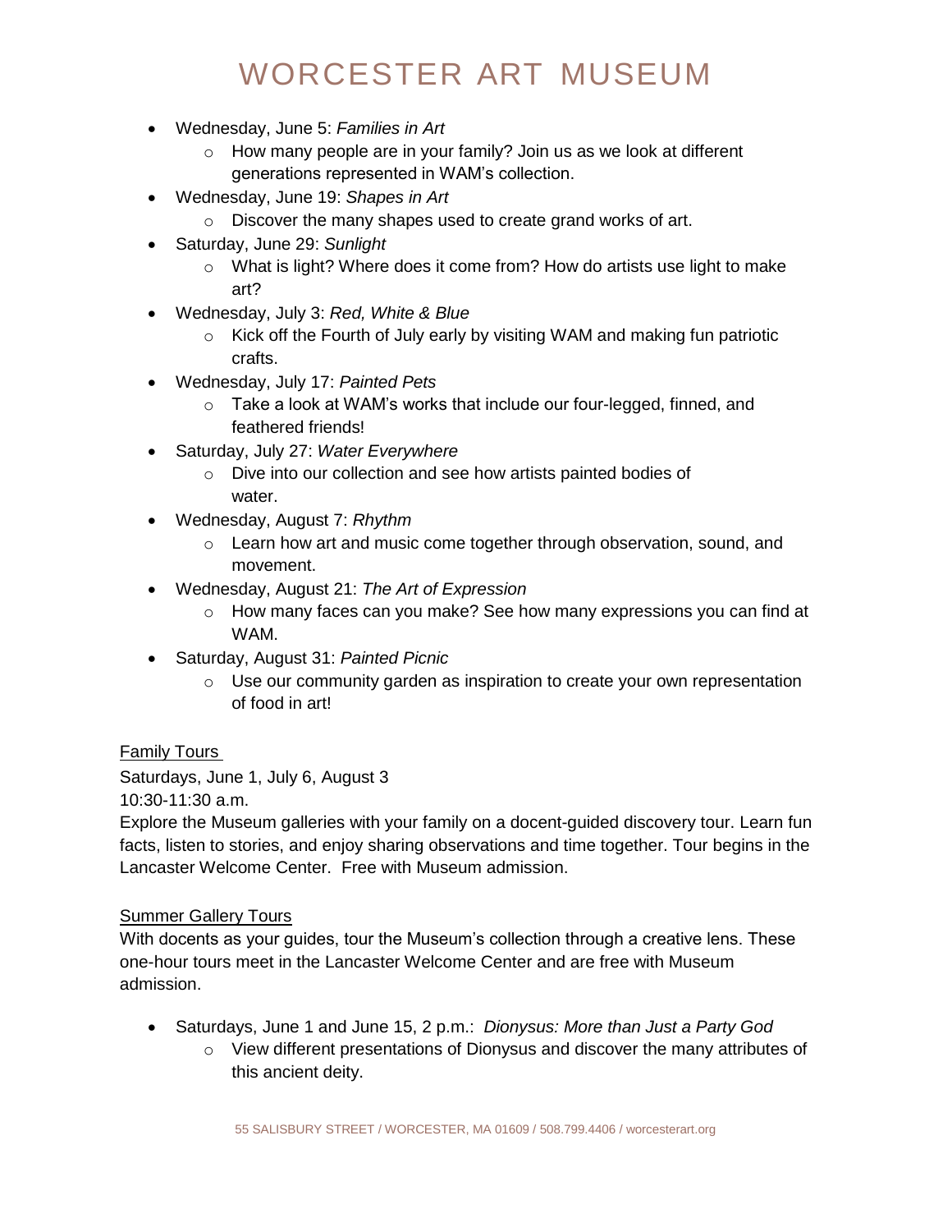- Wednesday, June 5: *Families in Art*
  - How many people are in your family? Join us as we look at different generations represented in WAM's collection.
- Wednesday, June 19: *Shapes in Art*
  - Discover the many shapes used to create grand works of art.
- Saturday, June 29: *Sunlight*
  - What is light? Where does it come from? How do artists use light to make art?
- Wednesday, July 3: *Red, White & Blue*
  - Kick off the Fourth of July early by visiting WAM and making fun patriotic crafts.
- Wednesday, July 17: *Painted Pets*
  - Take a look at WAM's works that include our four-legged, finned, and feathered friends!
- Saturday, July 27: *Water Everywhere*
  - Dive into our collection and see how artists painted bodies of water.
- Wednesday, August 7: *Rhythm*
  - Learn how art and music come together through observation, sound, and movement.
- Wednesday, August 21: *The Art of Expression*
  - How many faces can you make? See how many expressions you can find at WAM.
- Saturday, August 31: *Painted Picnic*
  - Use our community garden as inspiration to create your own representation of food in art!

<u>Family Tours</u>

Saturdays, June 1, July 6, August 3
10:30-11:30 a.m.
Explore the Museum galleries with your family on a docent-guided discovery tour. Learn fun facts, listen to stories, and enjoy sharing observations and time together. Tour begins in the Lancaster Welcome Center. Free with Museum admission.

<u>Summer Gallery Tours</u>

With docents as your guides, tour the Museum's collection through a creative lens. These one-hour tours meet in the Lancaster Welcome Center and are free with Museum admission.

- Saturdays, June 1 and June 15, 2 p.m.: *Dionysus: More than Just a Party God*
  - View different presentations of Dionysus and discover the many attributes of this ancient deity.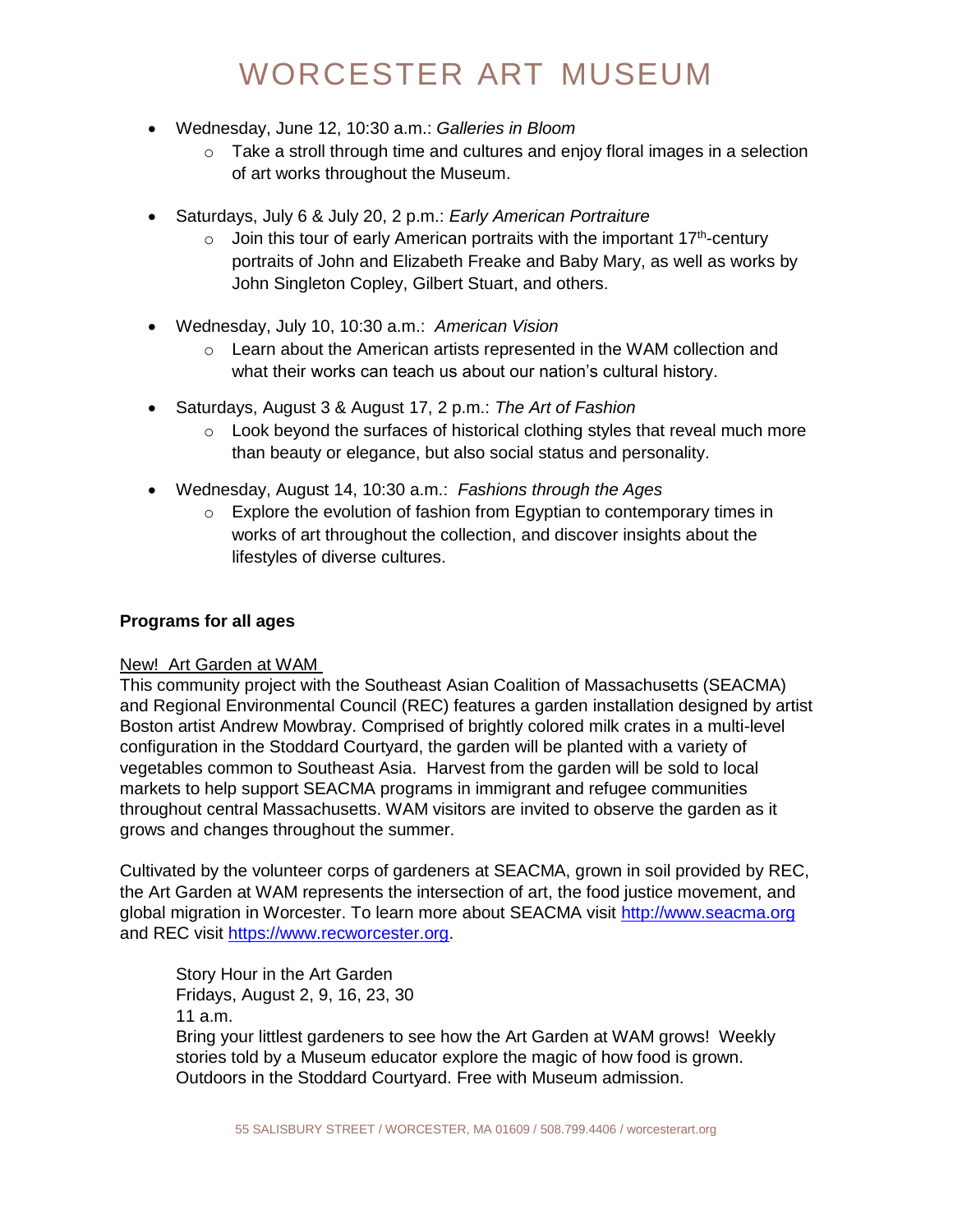- Wednesday, June 12, 10:30 a.m.: *Galleries in Bloom*
    - Take a stroll through time and cultures and enjoy floral images in a selection of art works throughout the Museum.
- Saturdays, July 6 & July 20, 2 p.m.: *Early American Portraiture*
    - Join this tour of early American portraits with the important 17th-century portraits of John and Elizabeth Freake and Baby Mary, as well as works by John Singleton Copley, Gilbert Stuart, and others.
- Wednesday, July 10, 10:30 a.m.: *American Vision*
    - Learn about the American artists represented in the WAM collection and what their works can teach us about our nation's cultural history.
- Saturdays, August 3 & August 17, 2 p.m.: *The Art of Fashion*
    - Look beyond the surfaces of historical clothing styles that reveal much more than beauty or elegance, but also social status and personality.
- Wednesday, August 14, 10:30 a.m.: *Fashions through the Ages*
    - Explore the evolution of fashion from Egyptian to contemporary times in works of art throughout the collection, and discover insights about the lifestyles of diverse cultures.

**Programs for all ages**

<u>New! Art Garden at WAM</u>

This community project with the Southeast Asian Coalition of Massachusetts (SEACMA) and Regional Environmental Council (REC) features a garden installation designed by artist Boston artist Andrew Mowbray. Comprised of brightly colored milk crates in a multi-level configuration in the Stoddard Courtyard, the garden will be planted with a variety of vegetables common to Southeast Asia. Harvest from the garden will be sold to local markets to help support SEACMA programs in immigrant and refugee communities throughout central Massachusetts. WAM visitors are invited to observe the garden as it grows and changes throughout the summer.

Cultivated by the volunteer corps of gardeners at SEACMA, grown in soil provided by REC, the Art Garden at WAM represents the intersection of art, the food justice movement, and global migration in Worcester. To learn more about SEACMA visit [http://www.seacma.org](http://www.seacma.org) and REC visit [https://www.recworcester.org](https://www.recworcester.org).

> Story Hour in the Art Garden
> Fridays, August 2, 9, 16, 23, 30
> 11 a.m.
> Bring your littlest gardeners to see how the Art Garden at WAM grows! Weekly stories told by a Museum educator explore the magic of how food is grown. Outdoors in the Stoddard Courtyard. Free with Museum admission.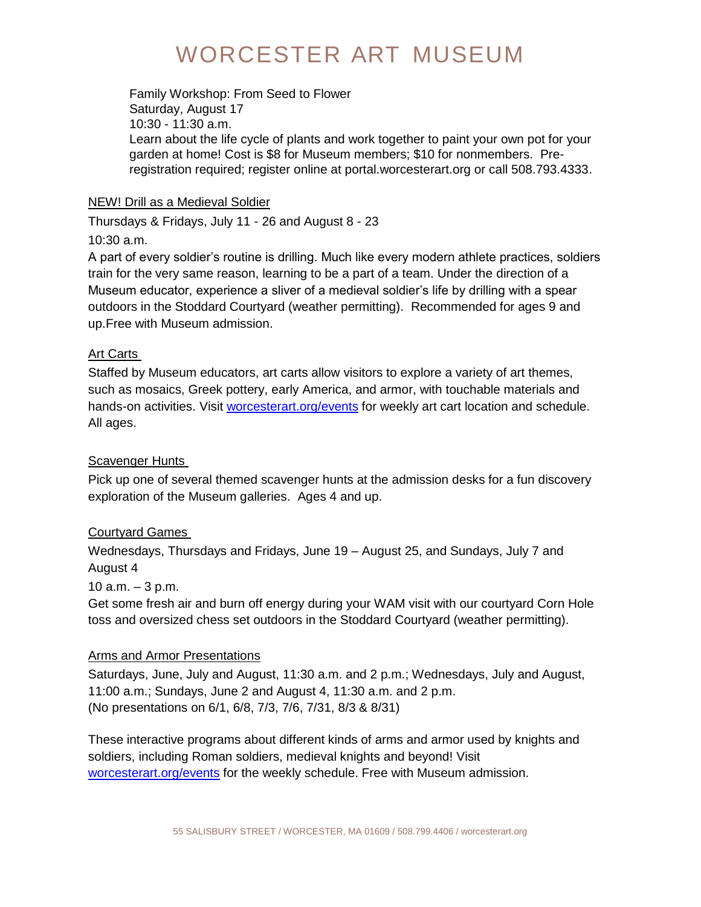Family Workshop: From Seed to Flower
Saturday, August 17
10:30 - 11:30 a.m.
Learn about the life cycle of plants and work together to paint your own pot for your garden at home! Cost is $8 for Museum members; $10 for nonmembers. Pre-registration required; register online at portal.worcesterart.org or call 508.793.4333.

NEW! Drill as a Medieval Soldier

Thursdays & Fridays, July 11 - 26 and August 8 - 23

10:30 a.m.

A part of every soldier's routine is drilling. Much like every modern athlete practices, soldiers train for the very same reason, learning to be a part of a team. Under the direction of a Museum educator, experience a sliver of a medieval soldier's life by drilling with a spear outdoors in the Stoddard Courtyard (weather permitting). Recommended for ages 9 and up.Free with Museum admission.

Art Carts

Staffed by Museum educators, art carts allow visitors to explore a variety of art themes, such as mosaics, Greek pottery, early America, and armor, with touchable materials and hands-on activities. Visit worcesterart.org/events for weekly art cart location and schedule. All ages.

Scavenger Hunts

Pick up one of several themed scavenger hunts at the admission desks for a fun discovery exploration of the Museum galleries. Ages 4 and up.

Courtyard Games

Wednesdays, Thursdays and Fridays, June 19 – August 25, and Sundays, July 7 and August 4

10 a.m. – 3 p.m.

Get some fresh air and burn off energy during your WAM visit with our courtyard Corn Hole toss and oversized chess set outdoors in the Stoddard Courtyard (weather permitting).

Arms and Armor Presentations

Saturdays, June, July and August, 11:30 a.m. and 2 p.m.; Wednesdays, July and August, 11:00 a.m.; Sundays, June 2 and August 4, 11:30 a.m. and 2 p.m.
(No presentations on 6/1, 6/8, 7/3, 7/6, 7/31, 8/3 & 8/31)

These interactive programs about different kinds of arms and armor used by knights and soldiers, including Roman soldiers, medieval knights and beyond! Visit worcesterart.org/events for the weekly schedule. Free with Museum admission.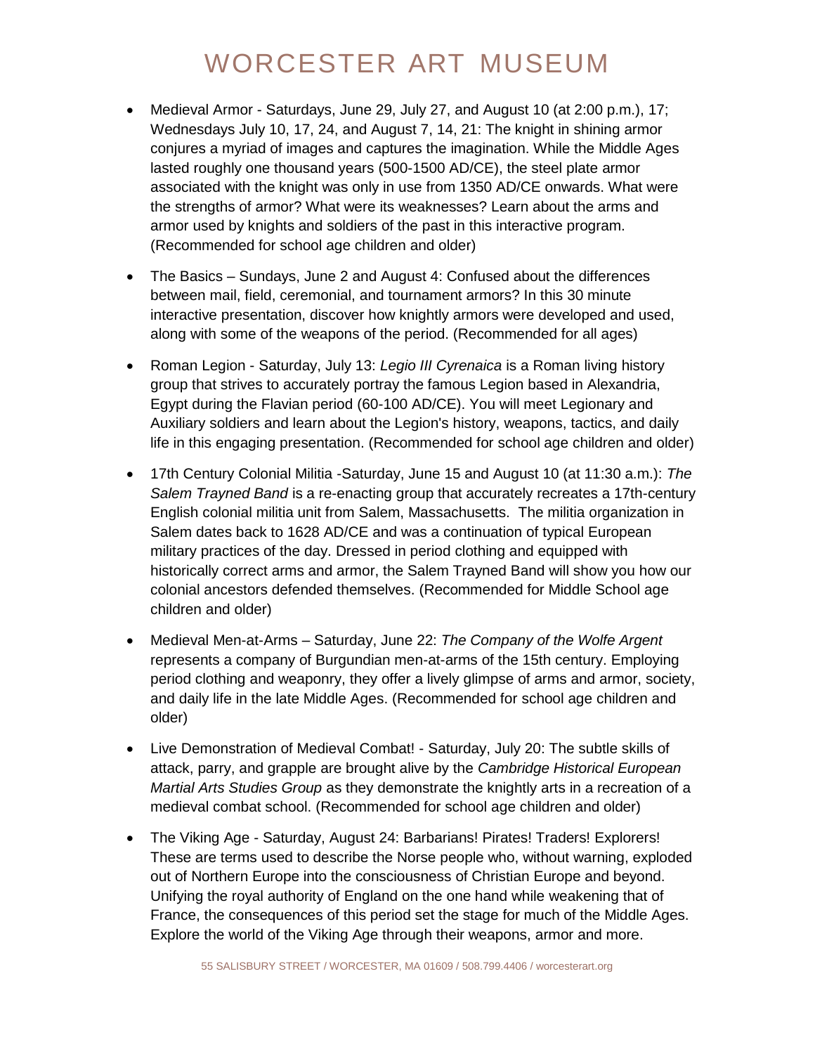# WORCESTER ART MUSEUM

- Medieval Armor - Saturdays, June 29, July 27, and August 10 (at 2:00 p.m.), 17; Wednesdays July 10, 17, 24, and August 7, 14, 21: The knight in shining armor conjures a myriad of images and captures the imagination. While the Middle Ages lasted roughly one thousand years (500-1500 AD/CE), the steel plate armor associated with the knight was only in use from 1350 AD/CE onwards. What were the strengths of armor? What were its weaknesses? Learn about the arms and armor used by knights and soldiers of the past in this interactive program. (Recommended for school age children and older)

- The Basics – Sundays, June 2 and August 4: Confused about the differences between mail, field, ceremonial, and tournament armors? In this 30 minute interactive presentation, discover how knightly armors were developed and used, along with some of the weapons of the period. (Recommended for all ages)

- Roman Legion - Saturday, July 13: *Legio III Cyrenaica* is a Roman living history group that strives to accurately portray the famous Legion based in Alexandria, Egypt during the Flavian period (60-100 AD/CE). You will meet Legionary and Auxiliary soldiers and learn about the Legion's history, weapons, tactics, and daily life in this engaging presentation. (Recommended for school age children and older)

- 17th Century Colonial Militia -Saturday, June 15 and August 10 (at 11:30 a.m.): *The Salem Trayned Band* is a re-enacting group that accurately recreates a 17th-century English colonial militia unit from Salem, Massachusetts. The militia organization in Salem dates back to 1628 AD/CE and was a continuation of typical European military practices of the day. Dressed in period clothing and equipped with historically correct arms and armor, the Salem Trayned Band will show you how our colonial ancestors defended themselves. (Recommended for Middle School age children and older)

- Medieval Men-at-Arms – Saturday, June 22: *The Company of the Wolfe Argent* represents a company of Burgundian men-at-arms of the 15th century. Employing period clothing and weaponry, they offer a lively glimpse of arms and armor, society, and daily life in the late Middle Ages. (Recommended for school age children and older)

- Live Demonstration of Medieval Combat! - Saturday, July 20: The subtle skills of attack, parry, and grapple are brought alive by the *Cambridge Historical European Martial Arts Studies Group* as they demonstrate the knightly arts in a recreation of a medieval combat school. (Recommended for school age children and older)

- The Viking Age - Saturday, August 24: Barbarians! Pirates! Traders! Explorers! These are terms used to describe the Norse people who, without warning, exploded out of Northern Europe into the consciousness of Christian Europe and beyond. Unifying the royal authority of England on the one hand while weakening that of France, the consequences of this period set the stage for much of the Middle Ages. Explore the world of the Viking Age through their weapons, armor and more.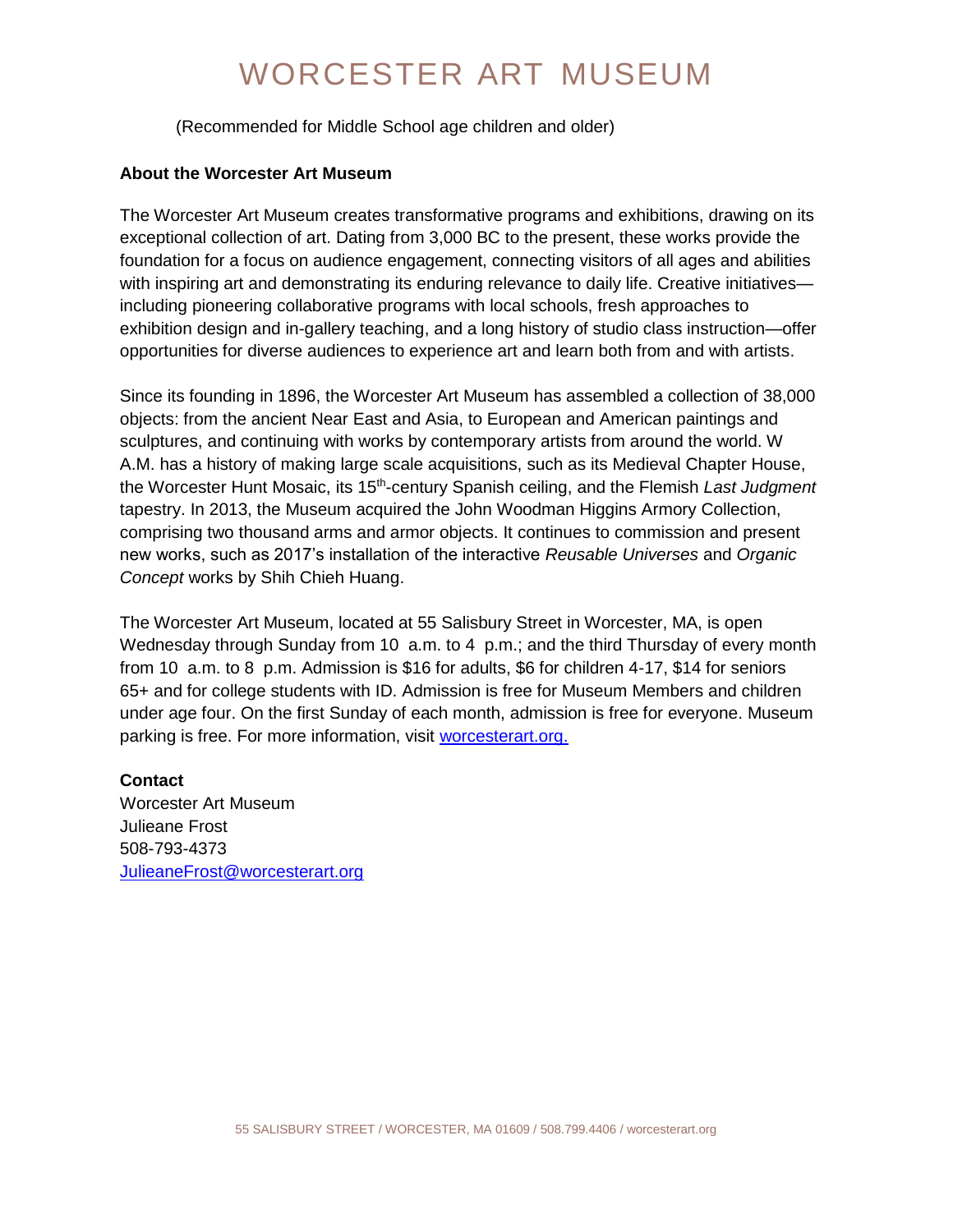# WORCESTER ART MUSEUM

(Recommended for Middle School age children and older)

**About the Worcester Art Museum**

The Worcester Art Museum creates transformative programs and exhibitions, drawing on its exceptional collection of art. Dating from 3,000 BC to the present, these works provide the foundation for a focus on audience engagement, connecting visitors of all ages and abilities with inspiring art and demonstrating its enduring relevance to daily life. Creative initiatives—including pioneering collaborative programs with local schools, fresh approaches to exhibition design and in-gallery teaching, and a long history of studio class instruction—offer opportunities for diverse audiences to experience art and learn both from and with artists.

Since its founding in 1896, the Worcester Art Museum has assembled a collection of 38,000 objects: from the ancient Near East and Asia, to European and American paintings and sculptures, and continuing with works by contemporary artists from around the world. W A.M. has a history of making large scale acquisitions, such as its Medieval Chapter House, the Worcester Hunt Mosaic, its 15th-century Spanish ceiling, and the Flemish *Last Judgment* tapestry. In 2013, the Museum acquired the John Woodman Higgins Armory Collection, comprising two thousand arms and armor objects. It continues to commission and present new works, such as 2017's installation of the interactive *Reusable Universes* and *Organic Concept* works by Shih Chieh Huang.

The Worcester Art Museum, located at 55 Salisbury Street in Worcester, MA, is open Wednesday through Sunday from 10 a.m. to 4 p.m.; and the third Thursday of every month from 10 a.m. to 8 p.m. Admission is $16 for adults, $6 for children 4-17, $14 for seniors 65+ and for college students with ID. Admission is free for Museum Members and children under age four. On the first Sunday of each month, admission is free for everyone. Museum parking is free. For more information, visit worcesterart.org.

**Contact**
Worcester Art Museum
Julieane Frost
508-793-4373
JulieaneFrost@worcesterart.org